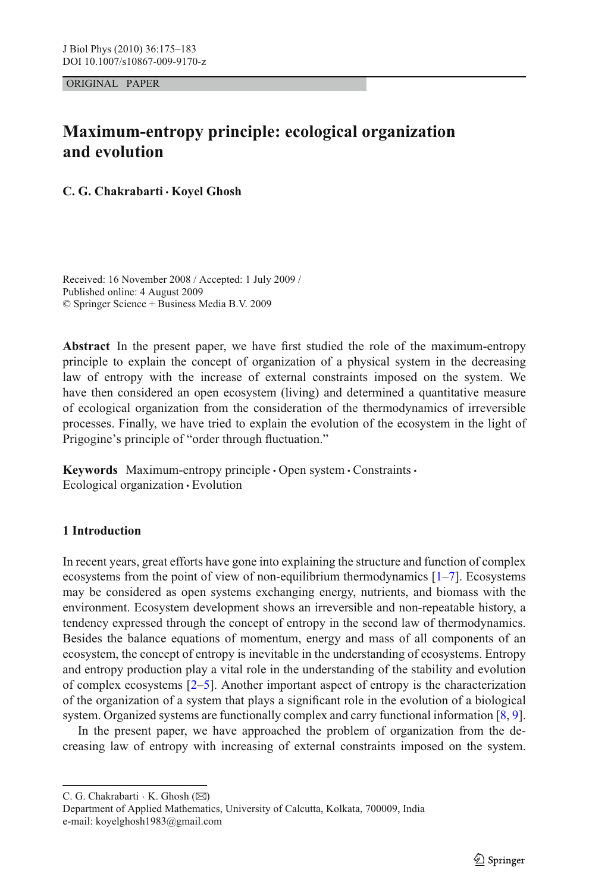ORIGINAL PAPER

# Maximum-entropy principle: ecological organization and evolution

**C. G. Chakrabarti · Koyel Ghosh**

Received: 16 November 2008 / Accepted: 1 July 2009 /
Published online: 4 August 2009
© Springer Science + Business Media B.V. 2009

**Abstract** In the present paper, we have first studied the role of the maximum-entropy principle to explain the concept of organization of a physical system in the decreasing law of entropy with the increase of external constraints imposed on the system. We have then considered an open ecosystem (living) and determined a quantitative measure of ecological organization from the consideration of the thermodynamics of irreversible processes. Finally, we have tried to explain the evolution of the ecosystem in the light of Prigogine's principle of "order through fluctuation."

**Keywords** Maximum-entropy principle · Open system · Constraints · Ecological organization · Evolution

## 1 Introduction

In recent years, great efforts have gone into explaining the structure and function of complex ecosystems from the point of view of non-equilibrium thermodynamics [1–7]. Ecosystems may be considered as open systems exchanging energy, nutrients, and biomass with the environment. Ecosystem development shows an irreversible and non-repeatable history, a tendency expressed through the concept of entropy in the second law of thermodynamics. Besides the balance equations of momentum, energy and mass of all components of an ecosystem, the concept of entropy is inevitable in the understanding of ecosystems. Entropy and entropy production play a vital role in the understanding of the stability and evolution of complex ecosystems [2–5]. Another important aspect of entropy is the characterization of the organization of a system that plays a significant role in the evolution of a biological system. Organized systems are functionally complex and carry functional information [8, 9].

In the present paper, we have approached the problem of organization from the decreasing law of entropy with increasing of external constraints imposed on the system.

C. G. Chakrabarti · K. Ghosh (✉)
Department of Applied Mathematics, University of Calcutta, Kolkata, 700009, India
e-mail: koyelghosh1983@gmail.com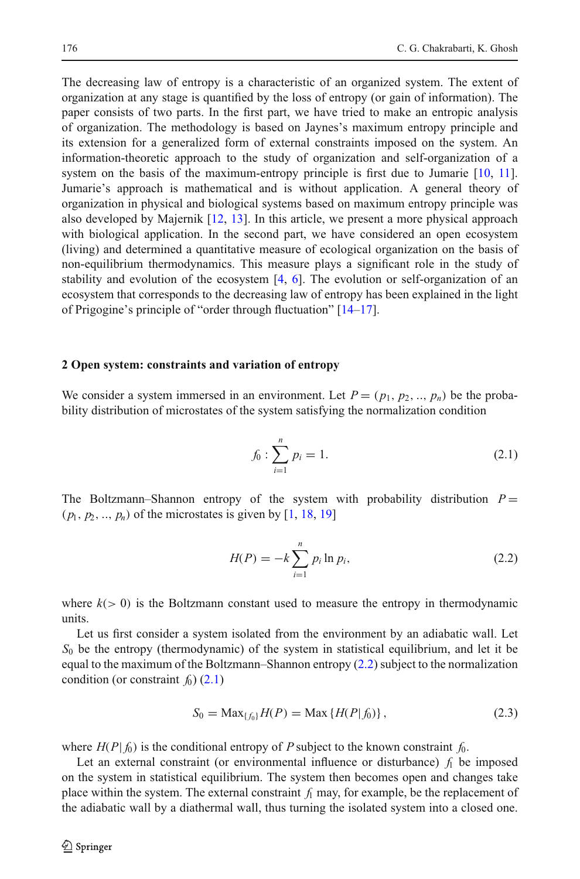The decreasing law of entropy is a characteristic of an organized system. The extent of organization at any stage is quantified by the loss of entropy (or gain of information). The paper consists of two parts. In the first part, we have tried to make an entropic analysis of organization. The methodology is based on Jaynes's maximum entropy principle and its extension for a generalized form of external constraints imposed on the system. An information-theoretic approach to the study of organization and self-organization of a system on the basis of the maximum-entropy principle is first due to Jumarie [10, 11]. Jumarie's approach is mathematical and is without application. A general theory of organization in physical and biological systems based on maximum entropy principle was also developed by Majernik [12, 13]. In this article, we present a more physical approach with biological application. In the second part, we have considered an open ecosystem (living) and determined a quantitative measure of ecological organization on the basis of non-equilibrium thermodynamics. This measure plays a significant role in the study of stability and evolution of the ecosystem [4, 6]. The evolution or self-organization of an ecosystem that corresponds to the decreasing law of entropy has been explained in the light of Prigogine's principle of "order through fluctuation" [14–17].

## 2 Open system: constraints and variation of entropy

We consider a system immersed in an environment. Let $P = (p_1, p_2, .., p_n)$ be the probability distribution of microstates of the system satisfying the normalization condition

$$f_0 : \sum_{i=1}^{n} p_i = 1. \tag{2.1}$$

The Boltzmann–Shannon entropy of the system with probability distribution $P = (p_1, p_2, .., p_n)$ of the microstates is given by [1, 18, 19]

$$H(P) = -k \sum_{i=1}^{n} p_i \ln p_i, \tag{2.2}$$

where $k(> 0)$ is the Boltzmann constant used to measure the entropy in thermodynamic units.

Let us first consider a system isolated from the environment by an adiabatic wall. Let $S_0$ be the entropy (thermodynamic) of the system in statistical equilibrium, and let it be equal to the maximum of the Boltzmann–Shannon entropy (2.2) subject to the normalization condition (or constraint $f_0$) (2.1)

$$S_0 = \text{Max}_{\{f_0\}} H(P) = \text{Max}\{H(P|f_0)\}, \tag{2.3}$$

where $H(P|f_0)$ is the conditional entropy of $P$ subject to the known constraint $f_0$.

Let an external constraint (or environmental influence or disturbance) $f_1$ be imposed on the system in statistical equilibrium. The system then becomes open and changes take place within the system. The external constraint $f_1$ may, for example, be the replacement of the adiabatic wall by a diathermal wall, thus turning the isolated system into a closed one.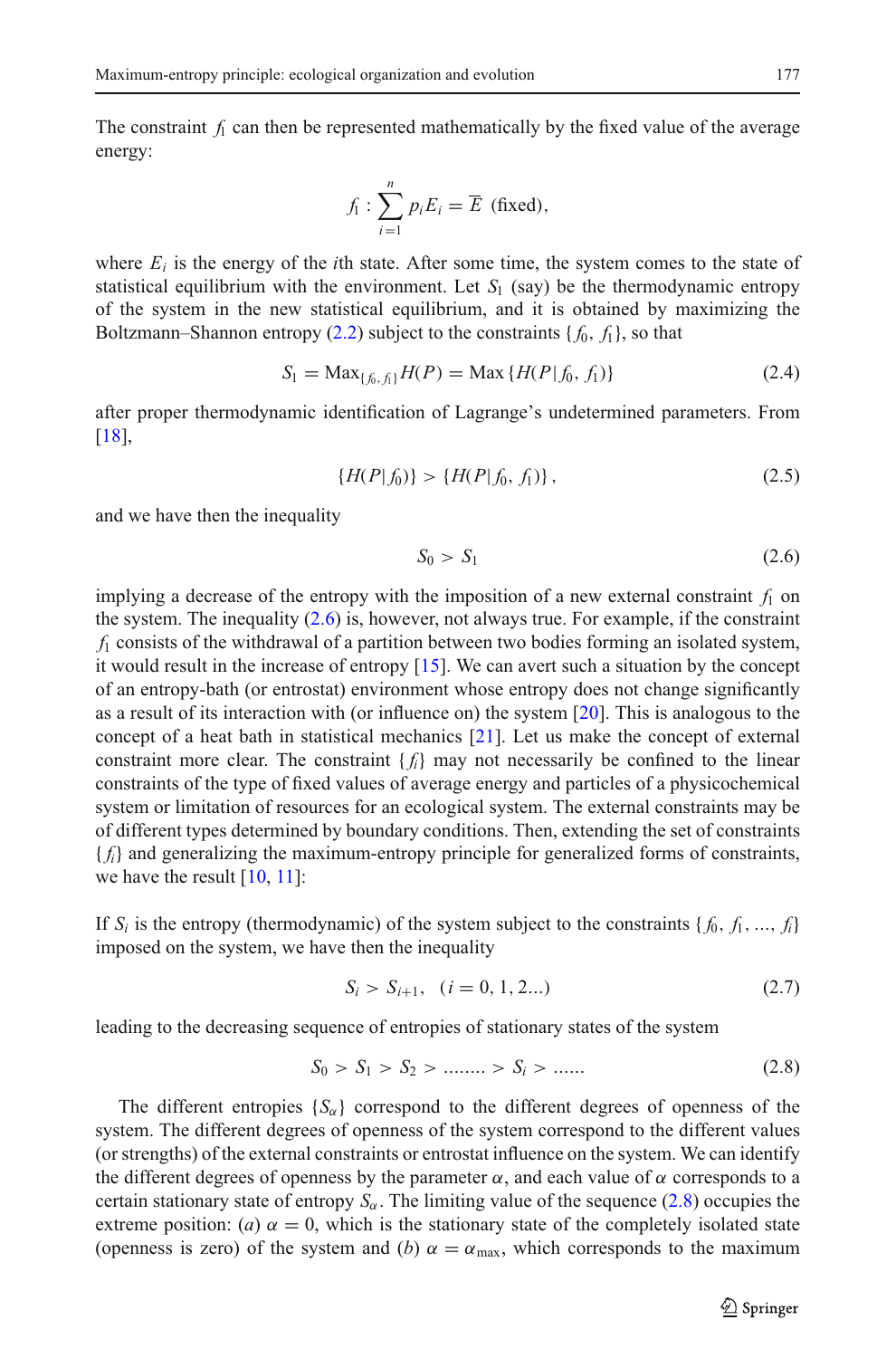The constraint $f_1$ can then be represented mathematically by the fixed value of the average energy:

$$f_1 : \sum_{i=1}^{n} p_i E_i = \overline{E} \text{ (fixed)},$$

where $E_i$ is the energy of the $i$th state. After some time, the system comes to the state of statistical equilibrium with the environment. Let $S_1$ (say) be the thermodynamic entropy of the system in the new statistical equilibrium, and it is obtained by maximizing the Boltzmann–Shannon entropy (2.2) subject to the constraints $\{f_0, f_1\}$, so that

$$S_1 = \text{Max}_{\{f_0, f_1\}} H(P) = \text{Max}\,\{H(P|f_0, f_1)\} \tag{2.4}$$

after proper thermodynamic identification of Lagrange's undetermined parameters. From [18],

$$\{H(P|f_0)\} > \{H(P|f_0, f_1)\}, \tag{2.5}$$

and we have then the inequality

$$S_0 > S_1 \tag{2.6}$$

implying a decrease of the entropy with the imposition of a new external constraint $f_1$ on the system. The inequality (2.6) is, however, not always true. For example, if the constraint $f_1$ consists of the withdrawal of a partition between two bodies forming an isolated system, it would result in the increase of entropy [15]. We can avert such a situation by the concept of an entropy-bath (or entrostat) environment whose entropy does not change significantly as a result of its interaction with (or influence on) the system [20]. This is analogous to the concept of a heat bath in statistical mechanics [21]. Let us make the concept of external constraint more clear. The constraint $\{f_i\}$ may not necessarily be confined to the linear constraints of the type of fixed values of average energy and particles of a physicochemical system or limitation of resources for an ecological system. The external constraints may be of different types determined by boundary conditions. Then, extending the set of constraints $\{f_i\}$ and generalizing the maximum-entropy principle for generalized forms of constraints, we have the result [10, 11]:

If $S_i$ is the entropy (thermodynamic) of the system subject to the constraints $\{f_0, f_1, \ldots, f_i\}$ imposed on the system, we have then the inequality

$$S_i > S_{i+1}, \quad (i = 0, 1, 2 \ldots) \tag{2.7}$$

leading to the decreasing sequence of entropies of stationary states of the system

$$S_0 > S_1 > S_2 > \ldots\ldots.. > S_i > \ldots\ldots \tag{2.8}$$

The different entropies $\{S_\alpha\}$ correspond to the different degrees of openness of the system. The different degrees of openness of the system correspond to the different values (or strengths) of the external constraints or entrostat influence on the system. We can identify the different degrees of openness by the parameter $\alpha$, and each value of $\alpha$ corresponds to a certain stationary state of entropy $S_\alpha$. The limiting value of the sequence (2.8) occupies the extreme position: (*a*) $\alpha = 0$, which is the stationary state of the completely isolated state (openness is zero) of the system and (*b*) $\alpha = \alpha_{\text{max}}$, which corresponds to the maximum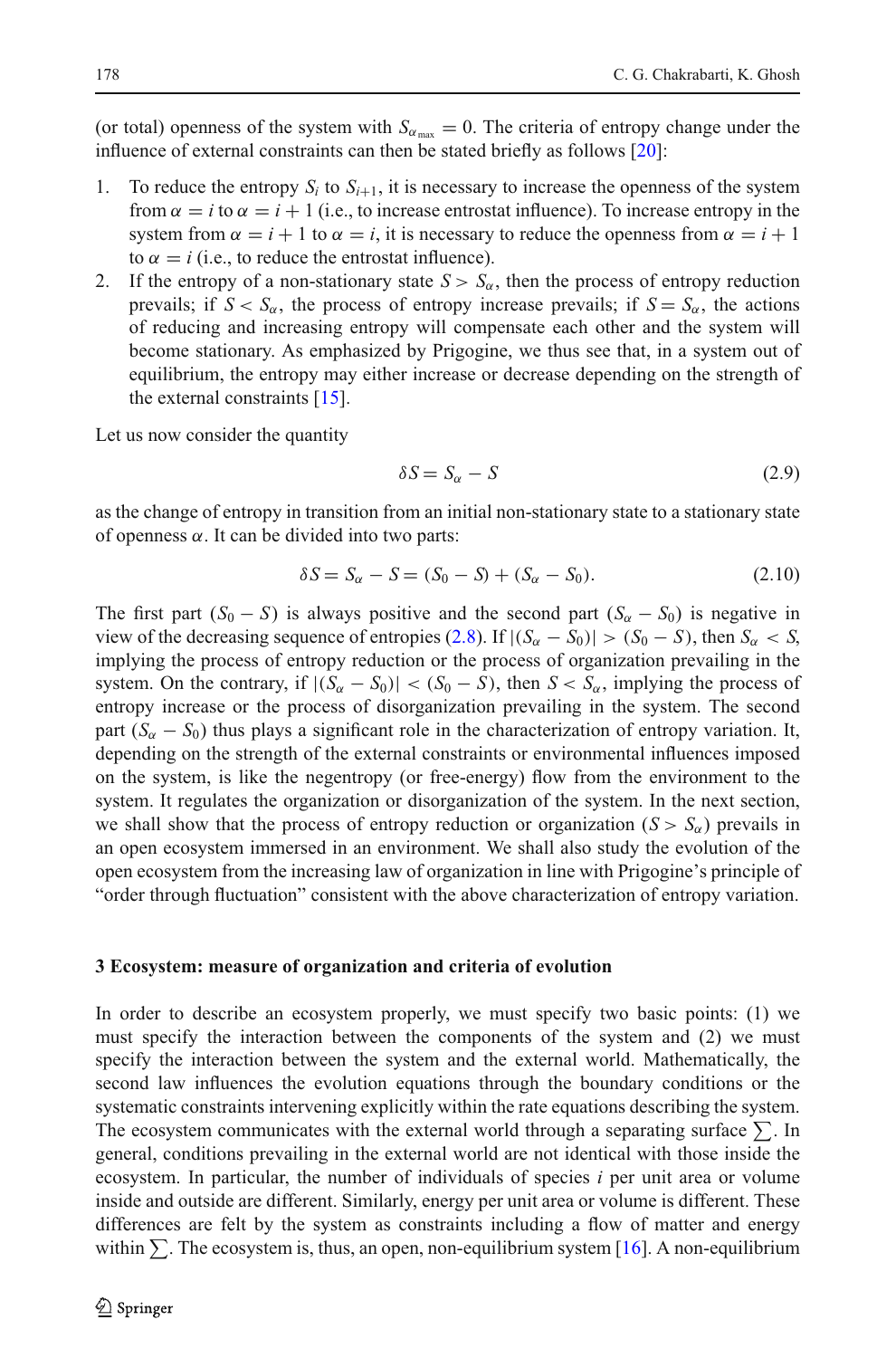(or total) openness of the system with $S_{\alpha_{\max}} = 0$. The criteria of entropy change under the influence of external constraints can then be stated briefly as follows [20]:

1. To reduce the entropy $S_i$ to $S_{i+1}$, it is necessary to increase the openness of the system from $\alpha = i$ to $\alpha = i + 1$ (i.e., to increase entrostat influence). To increase entropy in the system from $\alpha = i + 1$ to $\alpha = i$, it is necessary to reduce the openness from $\alpha = i + 1$ to $\alpha = i$ (i.e., to reduce the entrostat influence).
2. If the entropy of a non-stationary state $S > S_\alpha$, then the process of entropy reduction prevails; if $S < S_\alpha$, the process of entropy increase prevails; if $S = S_\alpha$, the actions of reducing and increasing entropy will compensate each other and the system will become stationary. As emphasized by Prigogine, we thus see that, in a system out of equilibrium, the entropy may either increase or decrease depending on the strength of the external constraints [15].

Let us now consider the quantity

$$\delta S = S_\alpha - S \tag{2.9}$$

as the change of entropy in transition from an initial non-stationary state to a stationary state of openness $\alpha$. It can be divided into two parts:

$$\delta S = S_\alpha - S = (S_0 - S) + (S_\alpha - S_0). \tag{2.10}$$

The first part $(S_0 - S)$ is always positive and the second part $(S_\alpha - S_0)$ is negative in view of the decreasing sequence of entropies (2.8). If $|(S_\alpha - S_0)| > (S_0 - S)$, then $S_\alpha < S$, implying the process of entropy reduction or the process of organization prevailing in the system. On the contrary, if $|(S_\alpha - S_0)| < (S_0 - S)$, then $S < S_\alpha$, implying the process of entropy increase or the process of disorganization prevailing in the system. The second part $(S_\alpha - S_0)$ thus plays a significant role in the characterization of entropy variation. It, depending on the strength of the external constraints or environmental influences imposed on the system, is like the negentropy (or free-energy) flow from the environment to the system. It regulates the organization or disorganization of the system. In the next section, we shall show that the process of entropy reduction or organization $(S > S_\alpha)$ prevails in an open ecosystem immersed in an environment. We shall also study the evolution of the open ecosystem from the increasing law of organization in line with Prigogine's principle of "order through fluctuation" consistent with the above characterization of entropy variation.

### 3 Ecosystem: measure of organization and criteria of evolution

In order to describe an ecosystem properly, we must specify two basic points: (1) we must specify the interaction between the components of the system and (2) we must specify the interaction between the system and the external world. Mathematically, the second law influences the evolution equations through the boundary conditions or the systematic constraints intervening explicitly within the rate equations describing the system. The ecosystem communicates with the external world through a separating surface $\sum$. In general, conditions prevailing in the external world are not identical with those inside the ecosystem. In particular, the number of individuals of species $i$ per unit area or volume inside and outside are different. Similarly, energy per unit area or volume is different. These differences are felt by the system as constraints including a flow of matter and energy within $\sum$. The ecosystem is, thus, an open, non-equilibrium system [16]. A non-equilibrium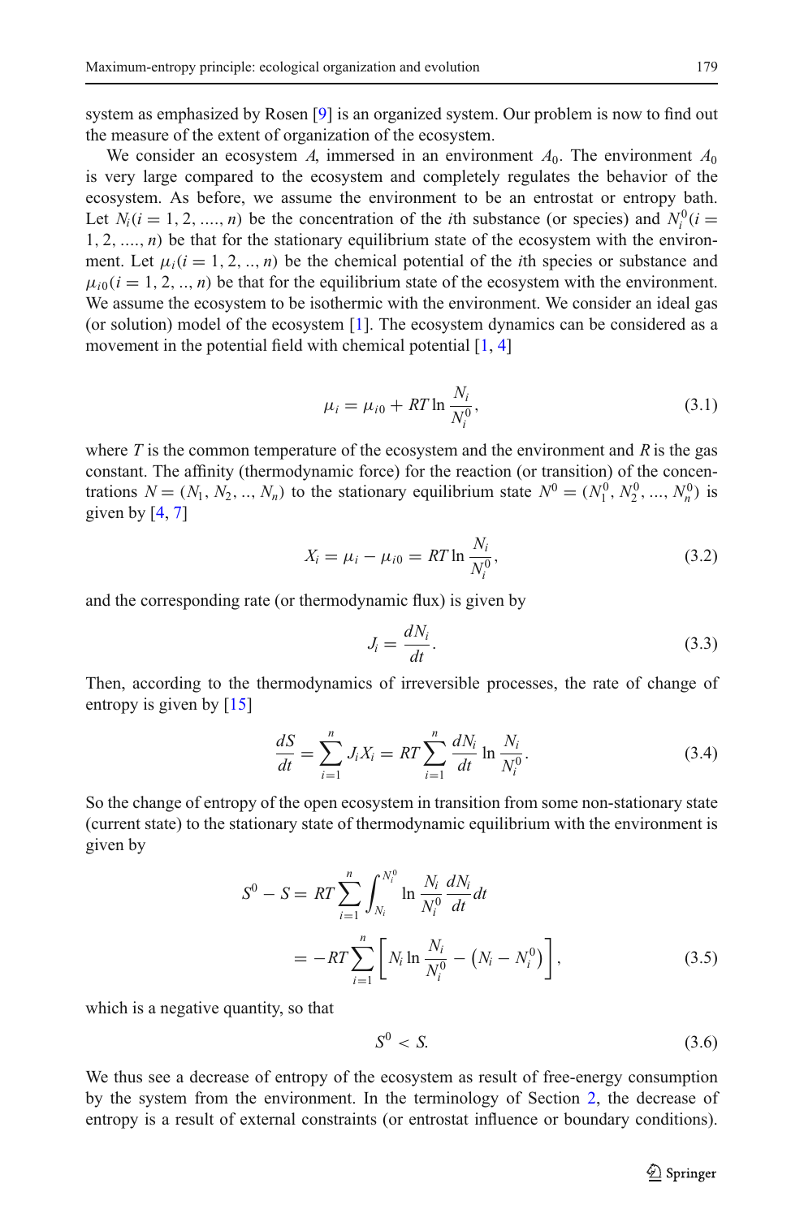system as emphasized by Rosen [9] is an organized system. Our problem is now to find out the measure of the extent of organization of the ecosystem.

We consider an ecosystem $A$, immersed in an environment $A_0$. The environment $A_0$ is very large compared to the ecosystem and completely regulates the behavior of the ecosystem. As before, we assume the environment to be an entrostat or entropy bath. Let $N_i (i = 1, 2, ...., n)$ be the concentration of the $i$th substance (or species) and $N_i^0 (i = 1, 2, ...., n)$ be that for the stationary equilibrium state of the ecosystem with the environment. Let $\mu_i (i = 1, 2, .., n)$ be the chemical potential of the $i$th species or substance and $\mu_{i0} (i = 1, 2, .., n)$ be that for the equilibrium state of the ecosystem with the environment. We assume the ecosystem to be isothermic with the environment. We consider an ideal gas (or solution) model of the ecosystem [1]. The ecosystem dynamics can be considered as a movement in the potential field with chemical potential [1, 4]

$$\mu_i = \mu_{i0} + RT \ln \frac{N_i}{N_i^0}, \tag{3.1}$$

where $T$ is the common temperature of the ecosystem and the environment and $R$ is the gas constant. The affinity (thermodynamic force) for the reaction (or transition) of the concentrations $N = (N_1, N_2, .., N_n)$ to the stationary equilibrium state $N^0 = (N_1^0, N_2^0, ..., N_n^0)$ is given by [4, 7]

$$X_i = \mu_i - \mu_{i0} = RT \ln \frac{N_i}{N_i^0}, \tag{3.2}$$

and the corresponding rate (or thermodynamic flux) is given by

$$J_i = \frac{dN_i}{dt}. \tag{3.3}$$

Then, according to the thermodynamics of irreversible processes, the rate of change of entropy is given by [15]

$$\frac{dS}{dt} = \sum_{i=1}^{n} J_i X_i = RT \sum_{i=1}^{n} \frac{dN_i}{dt} \ln \frac{N_i}{N_i^0}. \tag{3.4}$$

So the change of entropy of the open ecosystem in transition from some non-stationary state (current state) to the stationary state of thermodynamic equilibrium with the environment is given by

$$\begin{aligned} S^0 - S &= RT \sum_{i=1}^{n} \int_{N_i}^{N_i^0} \ln \frac{N_i}{N_i^0} \frac{dN_i}{dt} dt \\ &= -RT \sum_{i=1}^{n} \left[ N_i \ln \frac{N_i}{N_i^0} - \left(N_i - N_i^0\right) \right], \end{aligned} \tag{3.5}$$

which is a negative quantity, so that

$$S^0 < S. \tag{3.6}$$

We thus see a decrease of entropy of the ecosystem as result of free-energy consumption by the system from the environment. In the terminology of Section 2, the decrease of entropy is a result of external constraints (or entrostat influence or boundary conditions).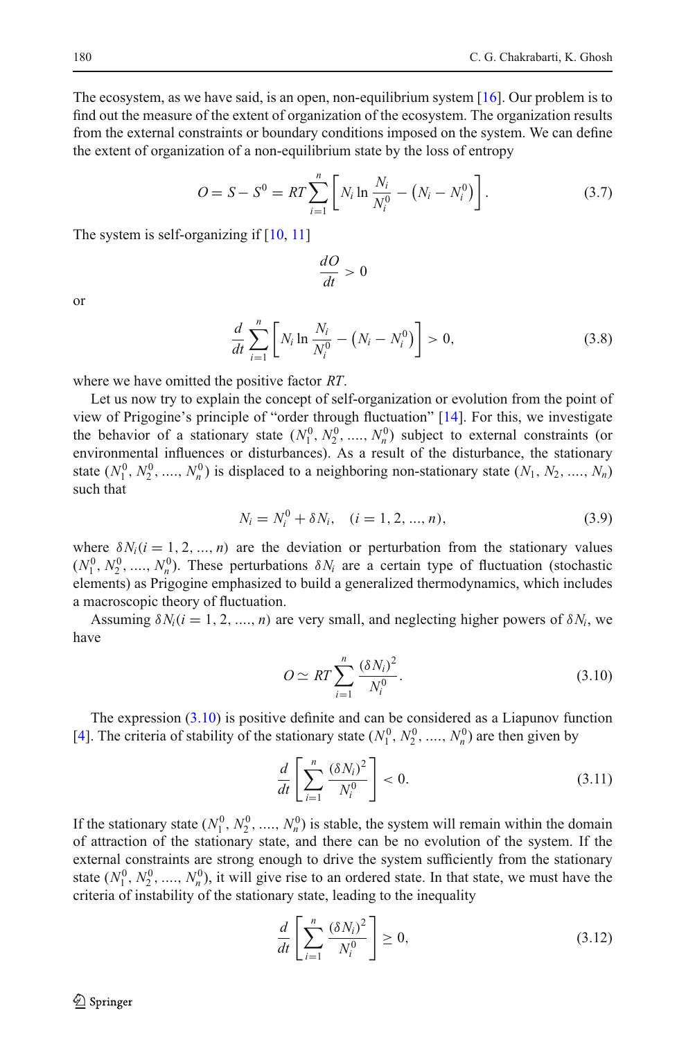The ecosystem, as we have said, is an open, non-equilibrium system [16]. Our problem is to find out the measure of the extent of organization of the ecosystem. The organization results from the external constraints or boundary conditions imposed on the system. We can define the extent of organization of a non-equilibrium state by the loss of entropy

$$O = S - S^0 = RT \sum_{i=1}^{n} \left[ N_i \ln \frac{N_i}{N_i^0} - \left( N_i - N_i^0 \right) \right]. \tag{3.7}$$

The system is self-organizing if [10, 11]

$$\frac{dO}{dt} > 0$$

or

$$\frac{d}{dt} \sum_{i=1}^{n} \left[ N_i \ln \frac{N_i}{N_i^0} - \left( N_i - N_i^0 \right) \right] > 0, \tag{3.8}$$

where we have omitted the positive factor $RT$.

Let us now try to explain the concept of self-organization or evolution from the point of view of Prigogine's principle of "order through fluctuation" [14]. For this, we investigate the behavior of a stationary state $(N_1^0, N_2^0, ...., N_n^0)$ subject to external constraints (or environmental influences or disturbances). As a result of the disturbance, the stationary state $(N_1^0, N_2^0, ...., N_n^0)$ is displaced to a neighboring non-stationary state $(N_1, N_2, ...., N_n)$ such that

$$N_i = N_i^0 + \delta N_i, \quad (i = 1, 2, ..., n), \tag{3.9}$$

where $\delta N_i (i = 1, 2, ..., n)$ are the deviation or perturbation from the stationary values $(N_1^0, N_2^0, ...., N_n^0)$. These perturbations $\delta N_i$ are a certain type of fluctuation (stochastic elements) as Prigogine emphasized to build a generalized thermodynamics, which includes a macroscopic theory of fluctuation.

Assuming $\delta N_i (i = 1, 2, ...., n)$ are very small, and neglecting higher powers of $\delta N_i$, we have

$$O \simeq RT \sum_{i=1}^{n} \frac{(\delta N_i)^2}{N_i^0}. \tag{3.10}$$

The expression (3.10) is positive definite and can be considered as a Liapunov function [4]. The criteria of stability of the stationary state $(N_1^0, N_2^0, ...., N_n^0)$ are then given by

$$\frac{d}{dt} \left[ \sum_{i=1}^{n} \frac{(\delta N_i)^2}{N_i^0} \right] < 0. \tag{3.11}$$

If the stationary state $(N_1^0, N_2^0, ...., N_n^0)$ is stable, the system will remain within the domain of attraction of the stationary state, and there can be no evolution of the system. If the external constraints are strong enough to drive the system sufficiently from the stationary state $(N_1^0, N_2^0, ...., N_n^0)$, it will give rise to an ordered state. In that state, we must have the criteria of instability of the stationary state, leading to the inequality

$$\frac{d}{dt} \left[ \sum_{i=1}^{n} \frac{(\delta N_i)^2}{N_i^0} \right] \geq 0, \tag{3.12}$$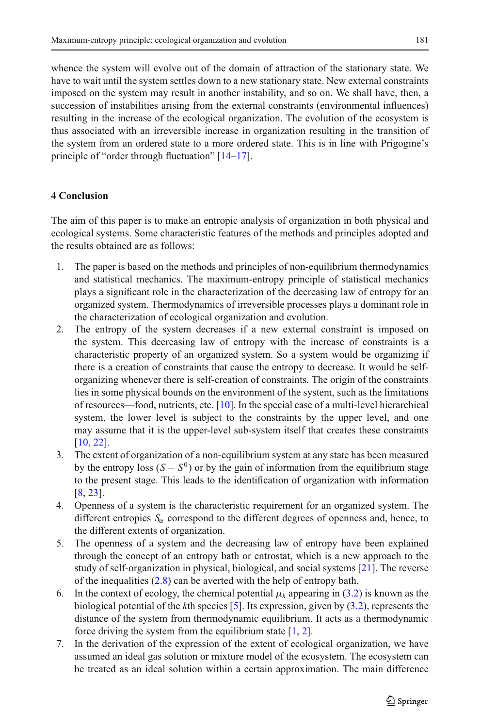whence the system will evolve out of the domain of attraction of the stationary state. We have to wait until the system settles down to a new stationary state. New external constraints imposed on the system may result in another instability, and so on. We shall have, then, a succession of instabilities arising from the external constraints (environmental influences) resulting in the increase of the ecological organization. The evolution of the ecosystem is thus associated with an irreversible increase in organization resulting in the transition of the system from an ordered state to a more ordered state. This is in line with Prigogine's principle of "order through fluctuation" [14–17].

## 4 Conclusion

The aim of this paper is to make an entropic analysis of organization in both physical and ecological systems. Some characteristic features of the methods and principles adopted and the results obtained are as follows:

1. The paper is based on the methods and principles of non-equilibrium thermodynamics and statistical mechanics. The maximum-entropy principle of statistical mechanics plays a significant role in the characterization of the decreasing law of entropy for an organized system. Thermodynamics of irreversible processes plays a dominant role in the characterization of ecological organization and evolution.
2. The entropy of the system decreases if a new external constraint is imposed on the system. This decreasing law of entropy with the increase of constraints is a characteristic property of an organized system. So a system would be organizing if there is a creation of constraints that cause the entropy to decrease. It would be self-organizing whenever there is self-creation of constraints. The origin of the constraints lies in some physical bounds on the environment of the system, such as the limitations of resources—food, nutrients, etc. [10]. In the special case of a multi-level hierarchical system, the lower level is subject to the constraints by the upper level, and one may assume that it is the upper-level sub-system itself that creates these constraints [10, 22].
3. The extent of organization of a non-equilibrium system at any state has been measured by the entropy loss $(S - S^0)$ or by the gain of information from the equilibrium stage to the present stage. This leads to the identification of organization with information [8, 23].
4. Openness of a system is the characteristic requirement for an organized system. The different entropies $S_\alpha$ correspond to the different degrees of openness and, hence, to the different extents of organization.
5. The openness of a system and the decreasing law of entropy have been explained through the concept of an entropy bath or entrostat, which is a new approach to the study of self-organization in physical, biological, and social systems [21]. The reverse of the inequalities (2.8) can be averted with the help of entropy bath.
6. In the context of ecology, the chemical potential $\mu_k$ appearing in (3.2) is known as the biological potential of the $k$th species [5]. Its expression, given by (3.2), represents the distance of the system from thermodynamic equilibrium. It acts as a thermodynamic force driving the system from the equilibrium state [1, 2].
7. In the derivation of the expression of the extent of ecological organization, we have assumed an ideal gas solution or mixture model of the ecosystem. The ecosystem can be treated as an ideal solution within a certain approximation. The main difference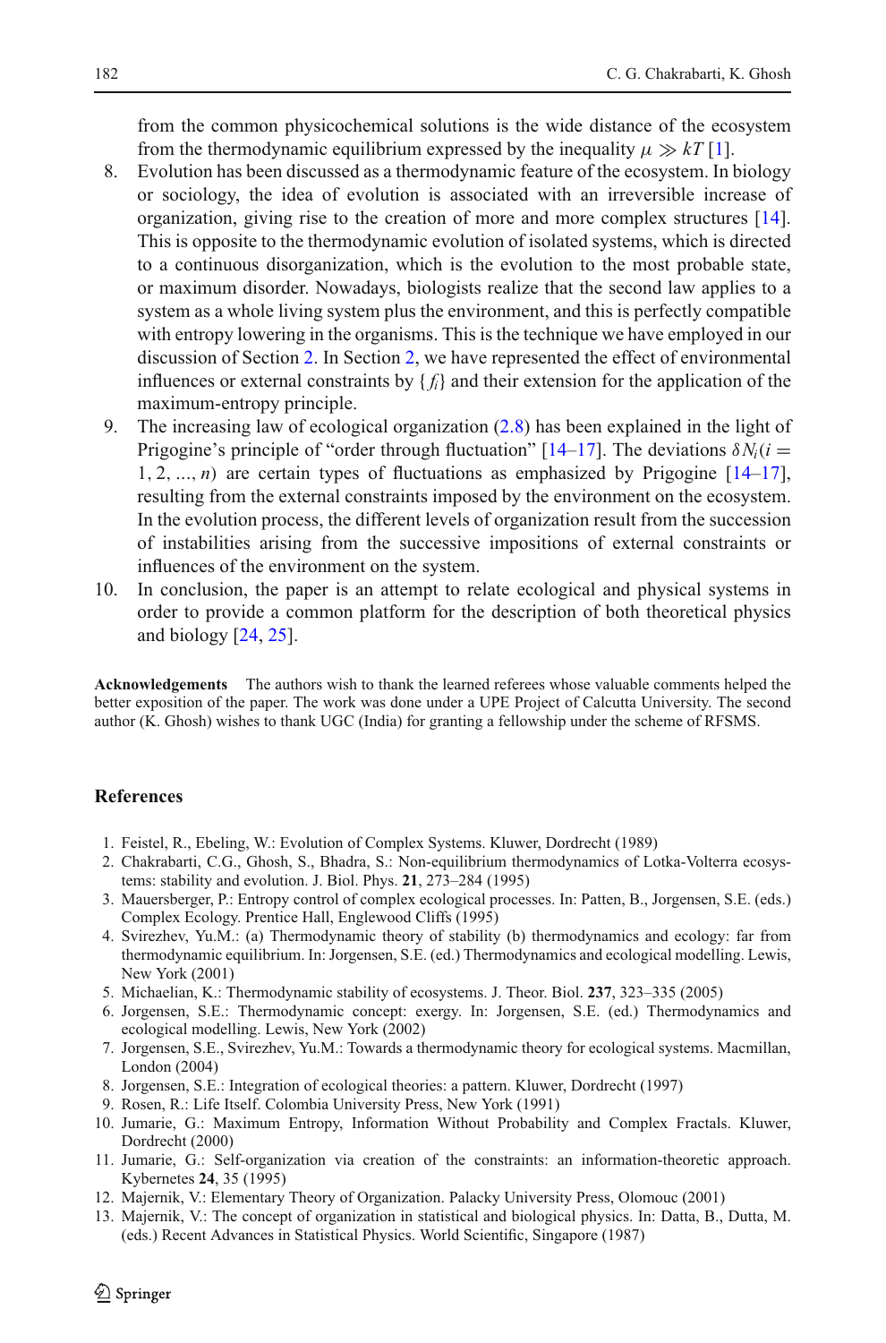from the common physicochemical solutions is the wide distance of the ecosystem from the thermodynamic equilibrium expressed by the inequality $\mu \gg kT$ [1].

8. Evolution has been discussed as a thermodynamic feature of the ecosystem. In biology or sociology, the idea of evolution is associated with an irreversible increase of organization, giving rise to the creation of more and more complex structures [14]. This is opposite to the thermodynamic evolution of isolated systems, which is directed to a continuous disorganization, which is the evolution to the most probable state, or maximum disorder. Nowadays, biologists realize that the second law applies to a system as a whole living system plus the environment, and this is perfectly compatible with entropy lowering in the organisms. This is the technique we have employed in our discussion of Section 2. In Section 2, we have represented the effect of environmental influences or external constraints by $\{f_i\}$ and their extension for the application of the maximum-entropy principle.
9. The increasing law of ecological organization (2.8) has been explained in the light of Prigogine's principle of "order through fluctuation" [14–17]. The deviations $\delta N_i (i = 1, 2, ..., n)$ are certain types of fluctuations as emphasized by Prigogine [14–17], resulting from the external constraints imposed by the environment on the ecosystem. In the evolution process, the different levels of organization result from the succession of instabilities arising from the successive impositions of external constraints or influences of the environment on the system.
10. In conclusion, the paper is an attempt to relate ecological and physical systems in order to provide a common platform for the description of both theoretical physics and biology [24, 25].

**Acknowledgements** The authors wish to thank the learned referees whose valuable comments helped the better exposition of the paper. The work was done under a UPE Project of Calcutta University. The second author (K. Ghosh) wishes to thank UGC (India) for granting a fellowship under the scheme of RFSMS.

## References

1. Feistel, R., Ebeling, W.: Evolution of Complex Systems. Kluwer, Dordrecht (1989)
2. Chakrabarti, C.G., Ghosh, S., Bhadra, S.: Non-equilibrium thermodynamics of Lotka-Volterra ecosystems: stability and evolution. J. Biol. Phys. **21**, 273–284 (1995)
3. Mauersberger, P.: Entropy control of complex ecological processes. In: Patten, B., Jorgensen, S.E. (eds.) Complex Ecology. Prentice Hall, Englewood Cliffs (1995)
4. Svirezhev, Yu.M.: (a) Thermodynamic theory of stability (b) thermodynamics and ecology: far from thermodynamic equilibrium. In: Jorgensen, S.E. (ed.) Thermodynamics and ecological modelling. Lewis, New York (2001)
5. Michaelian, K.: Thermodynamic stability of ecosystems. J. Theor. Biol. **237**, 323–335 (2005)
6. Jorgensen, S.E.: Thermodynamic concept: exergy. In: Jorgensen, S.E. (ed.) Thermodynamics and ecological modelling. Lewis, New York (2002)
7. Jorgensen, S.E., Svirezhev, Yu.M.: Towards a thermodynamic theory for ecological systems. Macmillan, London (2004)
8. Jorgensen, S.E.: Integration of ecological theories: a pattern. Kluwer, Dordrecht (1997)
9. Rosen, R.: Life Itself. Colombia University Press, New York (1991)
10. Jumarie, G.: Maximum Entropy, Information Without Probability and Complex Fractals. Kluwer, Dordrecht (2000)
11. Jumarie, G.: Self-organization via creation of the constraints: an information-theoretic approach. Kybernetes **24**, 35 (1995)
12. Majernik, V.: Elementary Theory of Organization. Palacky University Press, Olomouc (2001)
13. Majernik, V.: The concept of organization in statistical and biological physics. In: Datta, B., Dutta, M. (eds.) Recent Advances in Statistical Physics. World Scientific, Singapore (1987)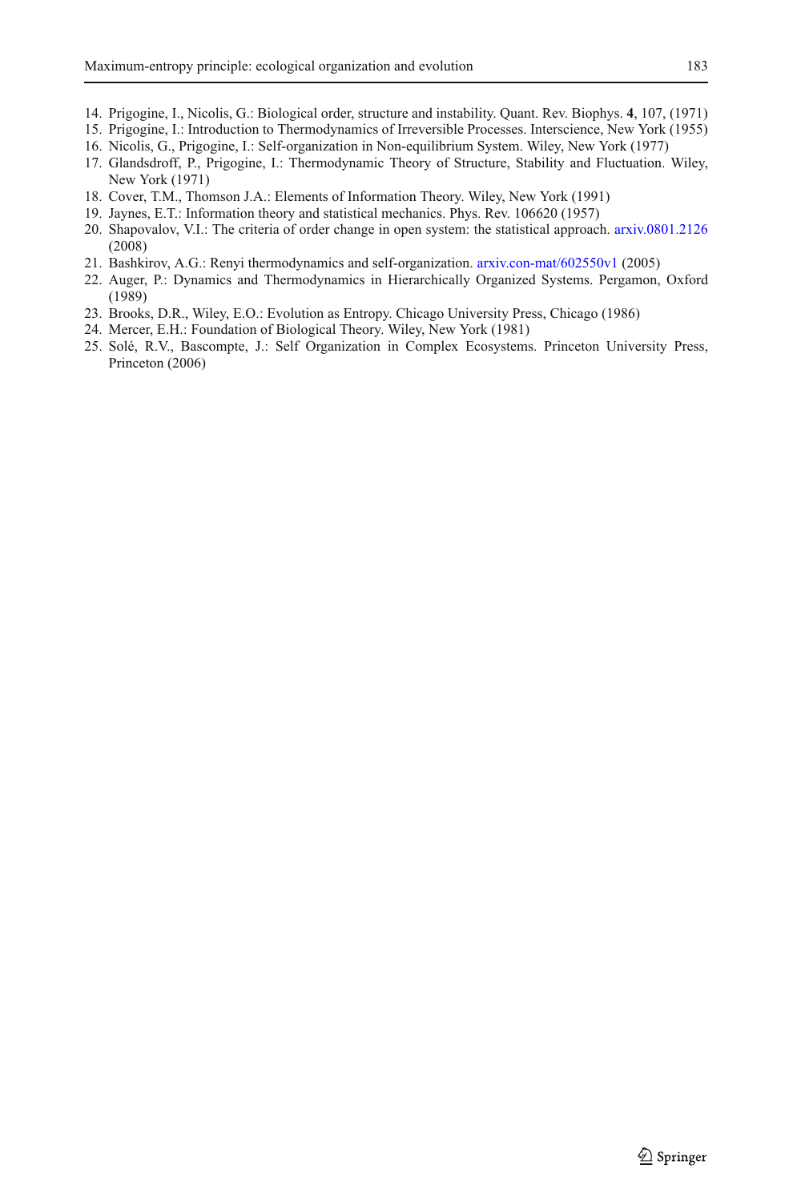14. Prigogine, I., Nicolis, G.: Biological order, structure and instability. Quant. Rev. Biophys. **4**, 107, (1971)
15. Prigogine, I.: Introduction to Thermodynamics of Irreversible Processes. Interscience, New York (1955)
16. Nicolis, G., Prigogine, I.: Self-organization in Non-equilibrium System. Wiley, New York (1977)
17. Glandsdroff, P., Prigogine, I.: Thermodynamic Theory of Structure, Stability and Fluctuation. Wiley, New York (1971)
18. Cover, T.M., Thomson J.A.: Elements of Information Theory. Wiley, New York (1991)
19. Jaynes, E.T.: Information theory and statistical mechanics. Phys. Rev. 106620 (1957)
20. Shapovalov, V.I.: The criteria of order change in open system: the statistical approach. arxiv.0801.2126 (2008)
21. Bashkirov, A.G.: Renyi thermodynamics and self-organization. arxiv.con-mat/602550v1 (2005)
22. Auger, P.: Dynamics and Thermodynamics in Hierarchically Organized Systems. Pergamon, Oxford (1989)
23. Brooks, D.R., Wiley, E.O.: Evolution as Entropy. Chicago University Press, Chicago (1986)
24. Mercer, E.H.: Foundation of Biological Theory. Wiley, New York (1981)
25. Solé, R.V., Bascompte, J.: Self Organization in Complex Ecosystems. Princeton University Press, Princeton (2006)